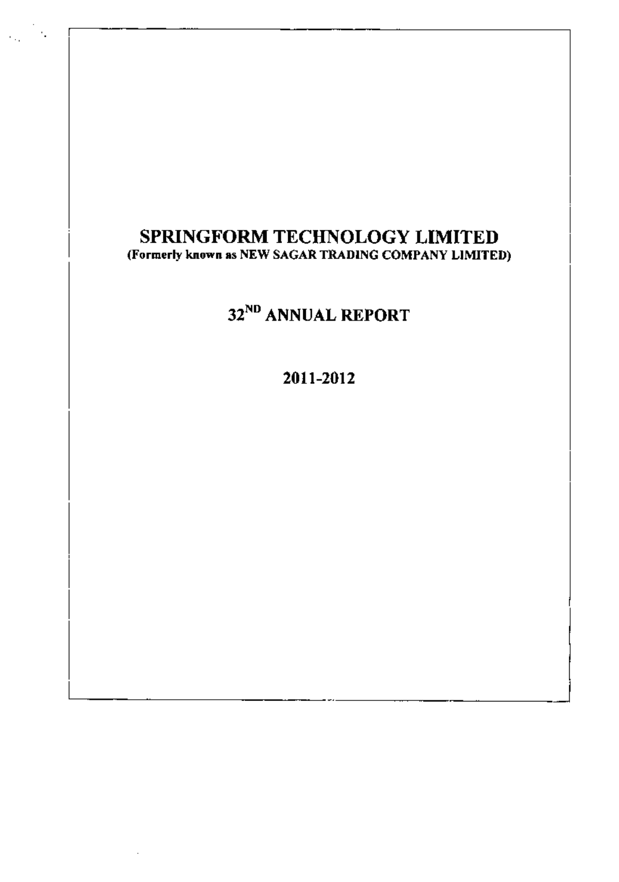# SPRINGFORM TECHNOLOGY LIMITED

**(Formerly known as NEW SAGAR TRADING COMPANY LIMITED)**

## 32ND ANNUAL REPORT

## 2011-2012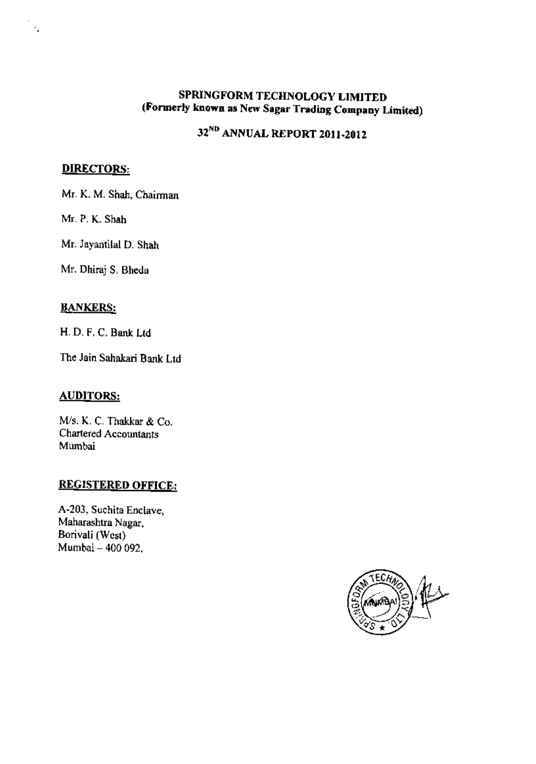# SPRINGFORM TECHNOLOGY LIMITED
**(Formerly known as New Sagar Trading Company Limited)**

## 32ND ANNUAL REPORT 2011-2012

### DIRECTORS:

Mr. K. M. Shah, Chairman

Mr. P. K. Shah

Mr. Jayantilal D. Shah

Mr. Dhiraj S. Bheda

### BANKERS:

H. D. F. C. Bank Ltd

The Jain Sahakari Bank Ltd

### AUDITORS:

M/s. K. C. Thakkar & Co.
Chartered Accountants
Mumbai

### REGISTERED OFFICE:

A-203, Suchita Enclave,
Maharashtra Nagar,
Borivali (West)
Mumbai – 400 092.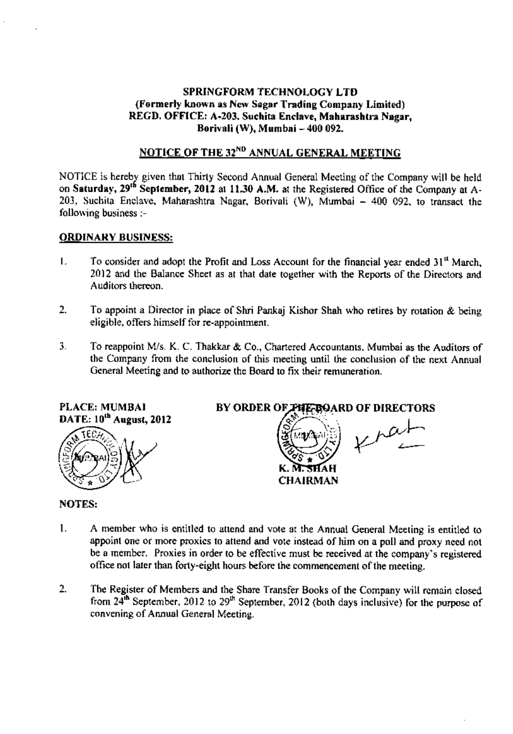# SPRINGFORM TECHNOLOGY LTD

**(Formerly known as New Sagar Trading Company Limited)**
**REGD. OFFICE: A-203, Suchita Enclave, Maharashtra Nagar, Borivali (W), Mumbai – 400 092.**

## NOTICE OF THE 32ND ANNUAL GENERAL MEETING

NOTICE is hereby given that Thirty Second Annual General Meeting of the Company will be held on **Saturday, 29th September, 2012 at 11.30 A.M.** at the Registered Office of the Company at A-203, Suchita Enclave, Maharashtra Nagar, Borivali (W), Mumbai – 400 092, to transact the following business :-

### ORDINARY BUSINESS:

1. To consider and adopt the Profit and Loss Account for the financial year ended 31st March, 2012 and the Balance Sheet as at that date together with the Reports of the Directors and Auditors thereon.

2. To appoint a Director in place of Shri Pankaj Kishor Shah who retires by rotation & being eligible, offers himself for re-appointment.

3. To reappoint M/s. K. C. Thakkar & Co., Chartered Accountants, Mumbai as the Auditors of the Company from the conclusion of this meeting until the conclusion of the next Annual General Meeting and to authorize the Board to fix their remuneration.

**PLACE: MUMBAI**
**DATE: 10th August, 2012**

**BY ORDER OF THE BOARD OF DIRECTORS**

**K. M. SHAH**
**CHAIRMAN**

### NOTES:

1. A member who is entitled to attend and vote at the Annual General Meeting is entitled to appoint one or more proxies to attend and vote instead of him on a poll and proxy need not be a member. Proxies in order to be effective must be received at the company's registered office not later than forty-eight hours before the commencement of the meeting.

2. The Register of Members and the Share Transfer Books of the Company will remain closed from 24th September, 2012 to 29th September, 2012 (both days inclusive) for the purpose of convening of Annual General Meeting.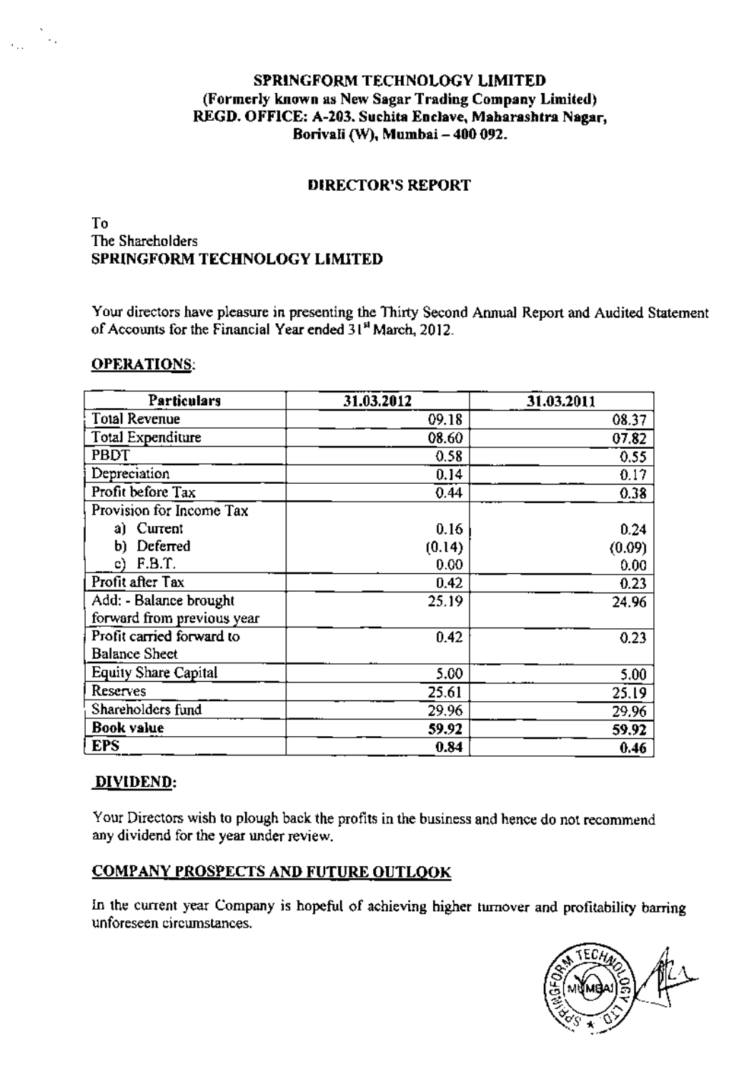**SPRINGFORM TECHNOLOGY LIMITED**
**(Formerly known as New Sagar Trading Company Limited)**
**REGD. OFFICE: A-203. Suchita Enclave, Maharashtra Nagar, Borivali (W), Mumbai – 400 092.**

## DIRECTOR'S REPORT

To
The Shareholders
**SPRINGFORM TECHNOLOGY LIMITED**

Your directors have pleasure in presenting the Thirty Second Annual Report and Audited Statement of Accounts for the Financial Year ended 31st March, 2012.

**OPERATIONS:**

| Particulars | 31.03.2012 | 31.03.2011 |
|---|---|---|
| Total Revenue | 09.18 | 08.37 |
| Total Expenditure | 08.60 | 07.82 |
| PBDT | 0.58 | 0.55 |
| Depreciation | 0.14 | 0.17 |
| Profit before Tax | 0.44 | 0.38 |
| Provision for Income Tax | | |
| a) Current | 0.16 | 0.24 |
| b) Deferred | (0.14) | (0.09) |
| c) F.B.T. | 0.00 | 0.00 |
| Profit after Tax | 0.42 | 0.23 |
| Add: - Balance brought forward from previous year | 25.19 | 24.96 |
| Profit carried forward to Balance Sheet | 0.42 | 0.23 |
| Equity Share Capital | 5.00 | 5.00 |
| Reserves | 25.61 | 25.19 |
| Shareholders fund | 29.96 | 29.96 |
| **Book value** | **59.92** | **59.92** |
| **EPS** | **0.84** | **0.46** |

**DIVIDEND:**

Your Directors wish to plough back the profits in the business and hence do not recommend any dividend for the year under review.

**COMPANY PROSPECTS AND FUTURE OUTLOOK**

In the current year Company is hopeful of achieving higher turnover and profitability barring unforeseen circumstances.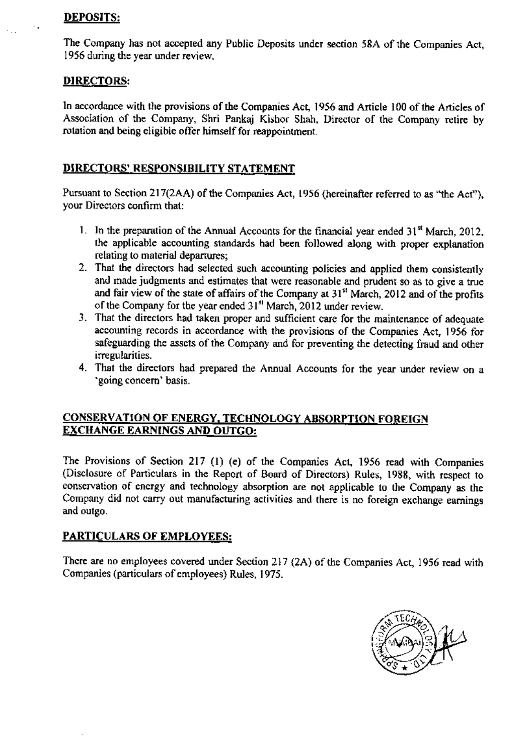## DEPOSITS:

The Company has not accepted any Public Deposits under section 58A of the Companies Act, 1956 during the year under review.

## DIRECTORS:

In accordance with the provisions of the Companies Act, 1956 and Article 100 of the Articles of Association of the Company, Shri Pankaj Kishor Shah, Director of the Company retire by rotation and being eligible offer himself for reappointment.

## DIRECTORS' RESPONSIBILITY STATEMENT

Pursuant to Section 217(2AA) of the Companies Act, 1956 (hereinafter referred to as "the Act"), your Directors confirm that:

1. In the preparation of the Annual Accounts for the financial year ended 31st March, 2012, the applicable accounting standards had been followed along with proper explanation relating to material departures;
2. That the directors had selected such accounting policies and applied them consistently and made judgments and estimates that were reasonable and prudent so as to give a true and fair view of the state of affairs of the Company at 31st March, 2012 and of the profits of the Company for the year ended 31st March, 2012 under review.
3. That the directors had taken proper and sufficient care for the maintenance of adequate accounting records in accordance with the provisions of the Companies Act, 1956 for safeguarding the assets of the Company and for preventing the detecting fraud and other irregularities.
4. That the directors had prepared the Annual Accounts for the year under review on a 'going concern' basis.

## CONSERVATION OF ENERGY, TECHNOLOGY ABSORPTION FOREIGN EXCHANGE EARNINGS AND OUTGO:

The Provisions of Section 217 (1) (e) of the Companies Act, 1956 read with Companies (Disclosure of Particulars in the Report of Board of Directors) Rules, 1988, with respect to conservation of energy and technology absorption are not applicable to the Company as the Company did not carry out manufacturing activities and there is no foreign exchange earnings and outgo.

## PARTICULARS OF EMPLOYEES:

There are no employees covered under Section 217 (2A) of the Companies Act, 1956 read with Companies (particulars of employees) Rules, 1975.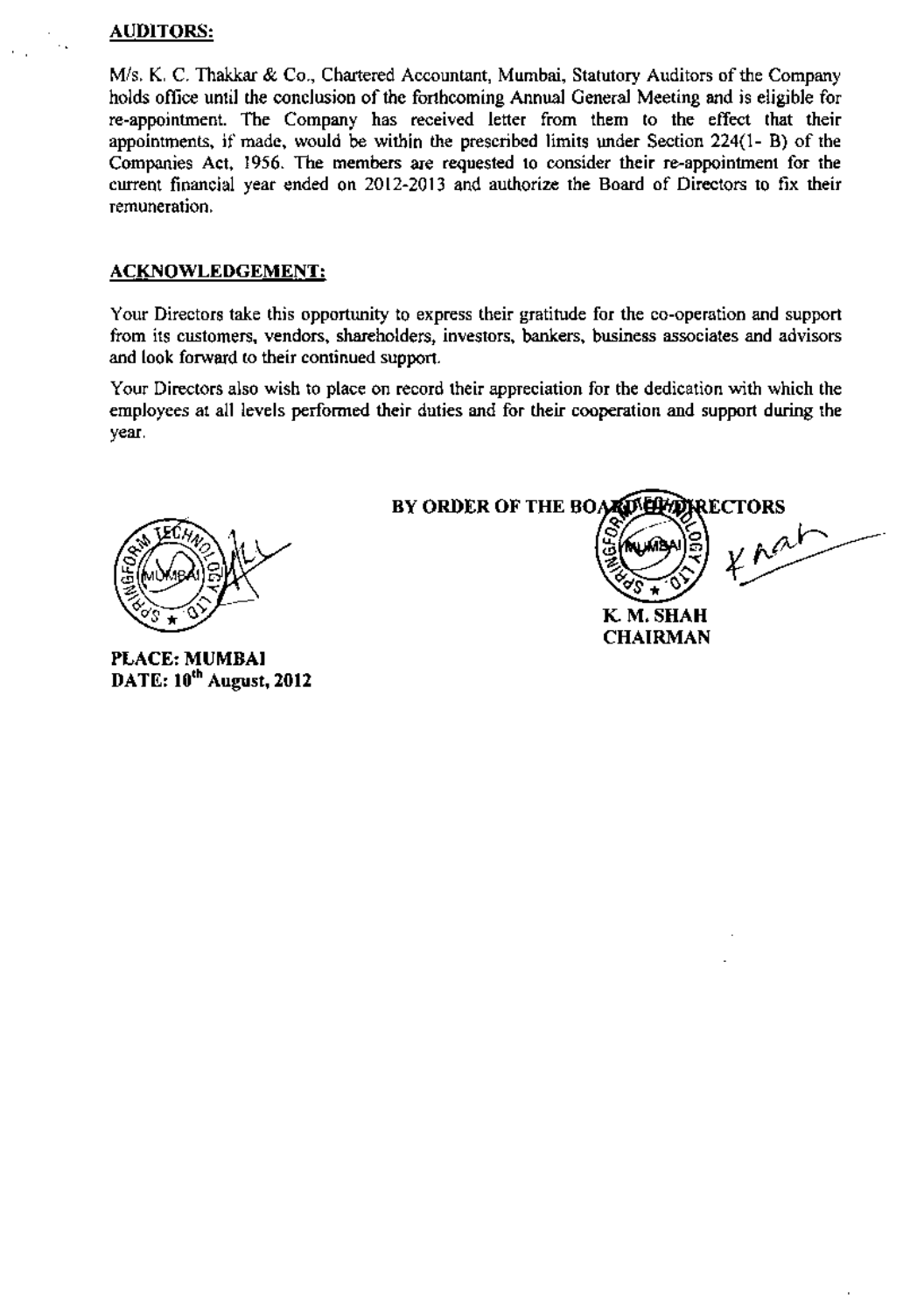## AUDITORS:

M/s. K. C. Thakkar & Co., Chartered Accountant, Mumbai, Statutory Auditors of the Company holds office until the conclusion of the forthcoming Annual General Meeting and is eligible for re-appointment. The Company has received letter from them to the effect that their appointments, if made, would be within the prescribed limits under Section 224(1- B) of the Companies Act, 1956. The members are requested to consider their re-appointment for the current financial year ended on 2012-2013 and authorize the Board of Directors to fix their remuneration.

## ACKNOWLEDGEMENT:

Your Directors take this opportunity to express their gratitude for the co-operation and support from its customers, vendors, shareholders, investors, bankers, business associates and advisors and look forward to their continued support.

Your Directors also wish to place on record their appreciation for the dedication with which the employees at all levels performed their duties and for their cooperation and support during the year.

**BY ORDER OF THE BOARD OF DIRECTORS**

**K. M. SHAH**
**CHAIRMAN**

**PLACE: MUMBAI**
**DATE: 10th August, 2012**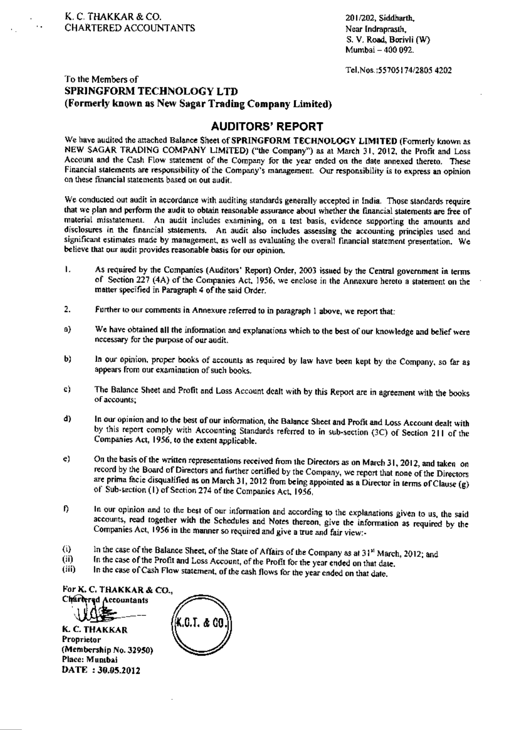K. C. THAKKAR & CO.
CHARTERED ACCOUNTANTS

201/202, Siddharth,
Near Indraprasth,
S. V. Road, Borivli (W)
Mumbai – 400 092.

Tel.Nos.:55705174/2805 4202

To the Members of
**SPRINGFORM TECHNOLOGY LTD**
**(Formerly known as New Sagar Trading Company Limited)**

## AUDITORS' REPORT

We have audited the attached Balance Sheet of **SPRINGFORM TECHNOLOGY LIMITED** (Formerly known as NEW SAGAR TRADING COMPANY LIMITED) ("the Company") as at March 31, 2012, the Profit and Loss Account and the Cash Flow statement of the Company for the year ended on the date annexed thereto. These Financial statements are responsibility of the Company's management. Our responsibility is to express an opinion on these financial statements based on out audit.

We conducted out audit in accordance with auditing standards generally accepted in India. Those standards require that we plan and perform the audit to obtain reasonable assurance about whether the financial statements are free of material misstatement. An audit includes examining, on a test basis, evidence supporting the amounts and disclosures in the financial statements. An audit also includes assessing the accounting principles used and significant estimates made by management, as well as evaluating the overall financial statement presentation. We believe that our audit provides reasonable basis for our opinion.

1. As required by the Companies (Auditors' Report) Order, 2003 issued by the Central government in terms of Section 227 (4A) of the Companies Act, 1956, we enclose in the Annexure hereto a statement on the matter specified in Paragraph 4 of the said Order.

2. Further to our comments in Annexure referred to in paragraph 1 above, we report that:

a) We have obtained all the information and explanations which to the best of our knowledge and belief were necessary for the purpose of our audit.

b) In our opinion, proper books of accounts as required by law have been kept by the Company, so far as appears from our examination of such books.

c) The Balance Sheet and Profit and Loss Account dealt with by this Report are in agreement with the books of accounts;

d) In our opinion and to the best of our information, the Balance Sheet and Profit and Loss Account dealt with by this report comply with Accounting Standards referred to in sub-section (3C) of Section 211 of the Companies Act, 1956, to the extent applicable.

e) On the basis of the written representations received from the Directors as on March 31, 2012, and taken on record by the Board of Directors and further certified by the Company, we report that none of the Directors are prima facie disqualified as on March 31, 2012 from being appointed as a Director in terms of Clause (g) of Sub-section (1) of Section 274 of the Companies Act, 1956,

f) In our opinion and to the best of our information and according to the explanations given to us, the said accounts, read together with the Schedules and Notes thereon, give the information as required by the Companies Act, 1956 in the manner so required and give a true and fair view:-

(i) In the case of the Balance Sheet, of the State of Affairs of the Company as at 31st March, 2012; and
(ii) In the case of the Profit and Loss Account, of the Profit for the year ended on that date.
(iii) In the case of Cash Flow statement, of the cash flows for the year ended on that date.

**For K. C. THAKKAR & CO.,**
**Chartered Accountants**

**K. C. THAKKAR**
**Proprietor**
**(Membership No. 32950)**
**Place: Mumbai**
**DATE : 30.05.2012**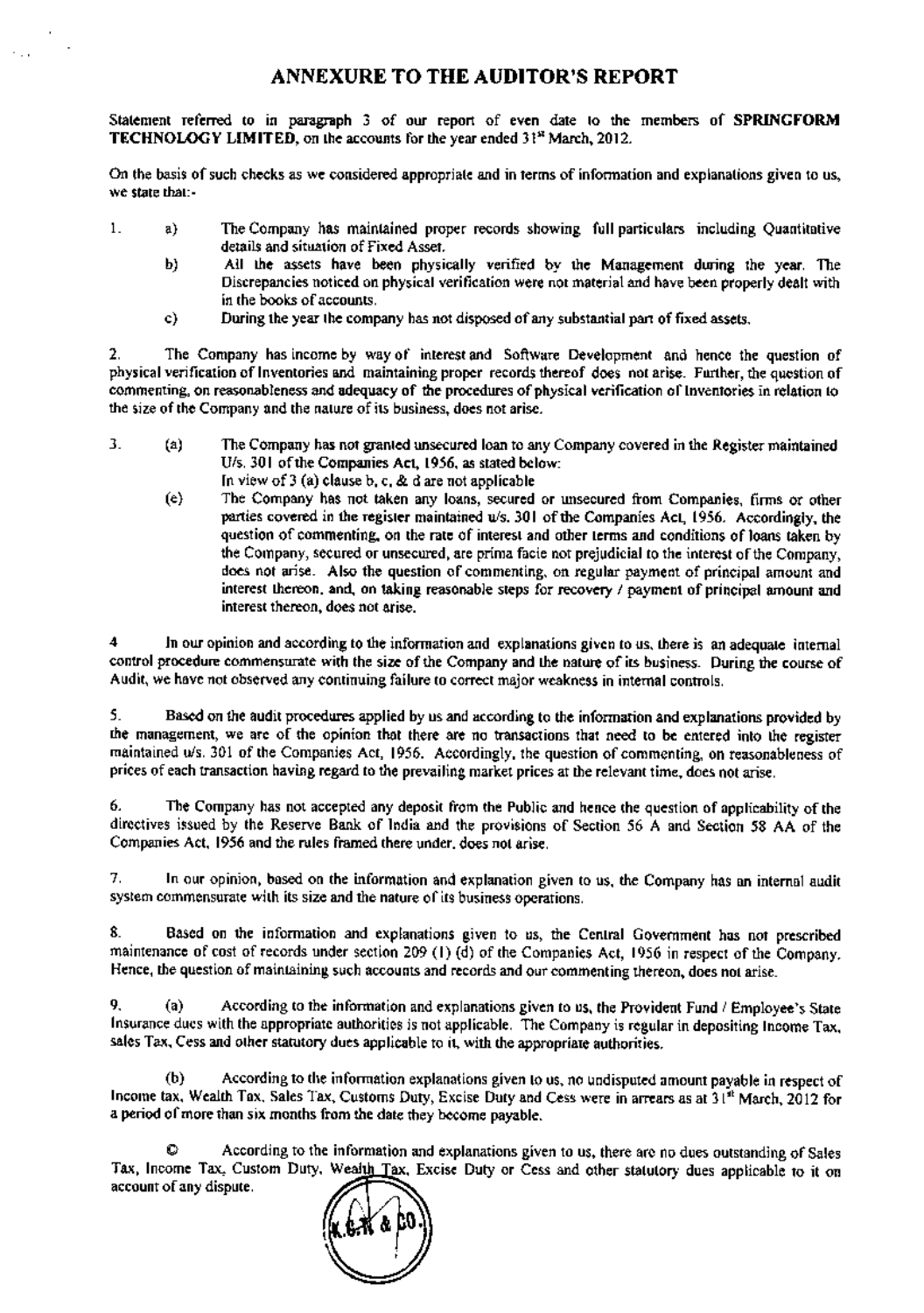# ANNEXURE TO THE AUDITOR'S REPORT

Statement referred to in paragraph 3 of our report of even date to the members of **SPRINGFORM TECHNOLOGY LIMITED**, on the accounts for the year ended 31st March, 2012.

On the basis of such checks as we considered appropriate and in terms of information and explanations given to us, we state that:-

1. a) The Company has maintained proper records showing full particulars including Quantitative details and situation of Fixed Asset.

   b) All the assets have been physically verified by the Management during the year. The Discrepancies noticed on physical verification were not material and have been properly dealt with in the books of accounts.

   c) During the year the company has not disposed of any substantial part of fixed assets.

2. The Company has income by way of interest and Software Development and hence the question of physical verification of Inventories and maintaining proper records thereof does not arise. Further, the question of commenting, on reasonableness and adequacy of the procedures of physical verification of Inventories in relation to the size of the Company and the nature of its business, does not arise.

3. (a) The Company has not granted unsecured loan to any Company covered in the Register maintained U/s. 301 of the Companies Act, 1956, as stated below:
   In view of 3 (a) clause b, c, & d are not applicable

   (e) The Company has not taken any loans, secured or unsecured from Companies, firms or other parties covered in the register maintained u/s. 301 of the Companies Act, 1956. Accordingly, the question of commenting, on the rate of interest and other terms and conditions of loans taken by the Company, secured or unsecured, are prima facie not prejudicial to the interest of the Company, does not arise. Also the question of commenting, on regular payment of principal amount and interest thereon, and, on taking reasonable steps for recovery / payment of principal amount and interest thereon, does not arise.

4. In our opinion and according to the information and explanations given to us, there is an adequate internal control procedure commensurate with the size of the Company and the nature of its business. During the course of Audit, we have not observed any continuing failure to correct major weakness in internal controls.

5. Based on the audit procedures applied by us and according to the information and explanations provided by the management, we are of the opinion that there are no transactions that need to be entered into the register maintained u/s. 301 of the Companies Act, 1956. Accordingly, the question of commenting, on reasonableness of prices of each transaction having regard to the prevailing market prices at the relevant time, does not arise.

6. The Company has not accepted any deposit from the Public and hence the question of applicability of the directives issued by the Reserve Bank of India and the provisions of Section 56 A and Section 58 AA of the Companies Act, 1956 and the rules framed there under, does not arise.

7. In our opinion, based on the information and explanation given to us, the Company has an internal audit system commensurate with its size and the nature of its business operations.

8. Based on the information and explanations given to us, the Central Government has not prescribed maintenance of cost of records under section 209 (1) (d) of the Companies Act, 1956 in respect of the Company. Hence, the question of maintaining such accounts and records and our commenting thereon, does not arise.

9. (a) According to the information and explanations given to us, the Provident Fund / Employee's State Insurance dues with the appropriate authorities is not applicable. The Company is regular in depositing Income Tax, sales Tax, Cess and other statutory dues applicable to it, with the appropriate authorities.

   (b) According to the information explanations given to us, no undisputed amount payable in respect of Income tax, Wealth Tax, Sales Tax, Customs Duty, Excise Duty and Cess were in arrears as at 31st March, 2012 for a period of more than six months from the date they become payable.

   © According to the information and explanations given to us, there are no dues outstanding of Sales Tax, Income Tax, Custom Duty, Wealth Tax, Excise Duty or Cess and other statutory dues applicable to it on account of any dispute.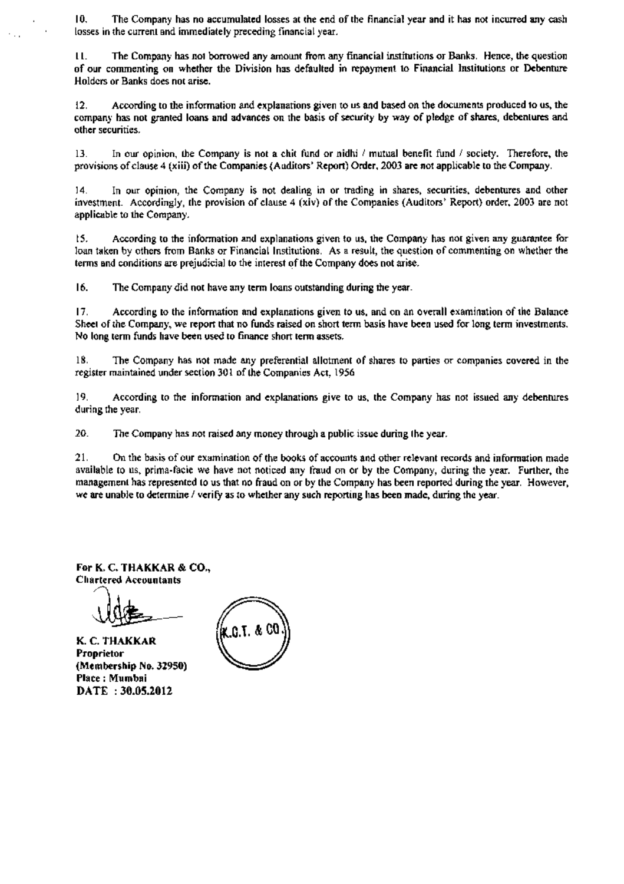10. The Company has no accumulated losses at the end of the financial year and it has not incurred any cash losses in the current and immediately preceding financial year.

11. The Company has not borrowed any amount from any financial institutions or Banks. Hence, the question of our commenting on whether the Division has defaulted in repayment to Financial Institutions or Debenture Holders or Banks does not arise.

12. According to the information and explanations given to us and based on the documents produced to us, the company has not granted loans and advances on the basis of security by way of pledge of shares, debentures and other securities.

13. In our opinion, the Company is not a chit fund or nidhi / mutual benefit fund / society. Therefore, the provisions of clause 4 (xiii) of the Companies (Auditors' Report) Order, 2003 are not applicable to the Company.

14. In our opinion, the Company is not dealing in or trading in shares, securities, debentures and other investment. Accordingly, the provision of clause 4 (xiv) of the Companies (Auditors' Report) order, 2003 are not applicable to the Company.

15. According to the information and explanations given to us, the Company has not given any guarantee for loan taken by others from Banks or Financial Institutions. As a result, the question of commenting on whether the terms and conditions are prejudicial to the interest of the Company does not arise.

16. The Company did not have any term loans outstanding during the year.

17. According to the information and explanations given to us, and on an overall examination of the Balance Sheet of the Company, we report that no funds raised on short term basis have been used for long term investments. No long term funds have been used to finance short term assets.

18. The Company has not made any preferential allotment of shares to parties or companies covered in the register maintained under section 301 of the Companies Act, 1956

19. According to the information and explanations give to us, the Company has not issued any debentures during the year.

20. The Company has not raised any money through a public issue during the year.

21. On the basis of our examination of the books of accounts and other relevant records and information made available to us, prima-facie we have not noticed any fraud on or by the Company, during the year. Further, the management has represented to us that no fraud on or by the Company has been reported during the year. However, we are unable to determine / verify as to whether any such reporting has been made, during the year.

**For K. C. THAKKAR & CO.,**
**Chartered Accountants**

**K. C. THAKKAR**
**Proprietor**
**(Membership No. 32950)**
**Place : Mumbai**
**DATE : 30.05.2012**

K.C.T. & CO.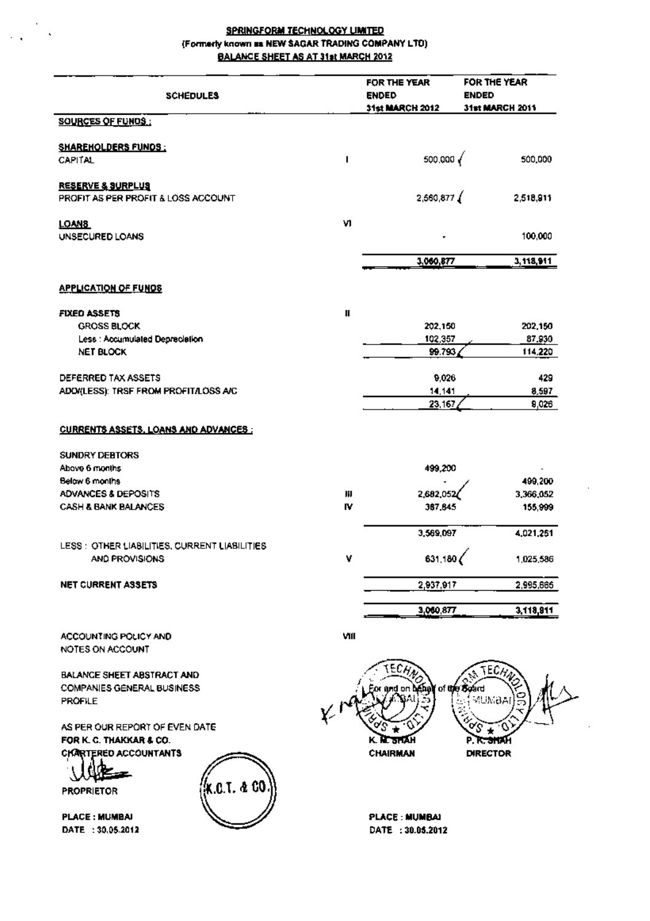# SPRINGFORM TECHNOLOGY LIMITED

## (Formerly known as NEW SAGAR TRADING COMPANY LTD)

## BALANCE SHEET AS AT 31st MARCH 2012

| SCHEDULES | | FOR THE YEAR ENDED 31st MARCH 2012 | FOR THE YEAR ENDED 31st MARCH 2011 |
|---|---|---|---|
| **SOURCES OF FUNDS :** | | | |
| **SHAREHOLDERS FUNDS :** | | | |
| CAPITAL | I | 500,000 | 500,000 |
| **RESERVE & SURPLUS** | | | |
| PROFIT AS PER PROFIT & LOSS ACCOUNT | | 2,560,877 | 2,518,911 |
| **LOANS** | VI | | |
| UNSECURED LOANS | | - | 100,000 |
| | | 3,060,877 | 3,118,911 |
| **APPLICATION OF FUNDS** | | | |
| **FIXED ASSETS** | II | | |
| GROSS BLOCK | | 202,150 | 202,150 |
| Less : Accumulated Depreciation | | 102,357 | 87,930 |
| NET BLOCK | | 99,793 | 114,220 |
| DEFERRED TAX ASSETS | | 9,026 | 429 |
| ADD/(LESS): TRSF FROM PROFIT/LOSS A/C | | 14,141 | 8,597 |
| | | 23,167 | 9,026 |
| **CURRENTS ASSETS, LOANS AND ADVANCES :** | | | |
| SUNDRY DEBTORS | | | |
| Above 6 months | | 499,200 | - |
| Below 6 months | | - | 499,200 |
| ADVANCES & DEPOSITS | III | 2,682,052 | 3,366,052 |
| CASH & BANK BALANCES | IV | 387,845 | 155,999 |
| | | 3,569,097 | 4,021,251 |
| LESS : OTHER LIABILITIES, CURRENT LIABILITIES AND PROVISIONS | V | 631,180 | 1,025,586 |
| **NET CURRENT ASSETS** | | 2,937,917 | 2,995,665 |
| | | 3,060,877 | 3,118,911 |
| ACCOUNTING POLICY AND NOTES ON ACCOUNT | VIII | | |
| BALANCE SHEET ABSTRACT AND COMPANIES GENERAL BUSINESS PROFILE | | | |

AS PER OUR REPORT OF EVEN DATE
FOR K. C. THAKKAR & CO.
CHARTERED ACCOUNTANTS

PROPRIETOR

PLACE : MUMBAI
DATE : 30.05.2012

For and on behalf of the Board

K. M. SHAH
CHAIRMAN

P. K. SHAH
DIRECTOR

PLACE : MUMBAI
DATE : 30.05.2012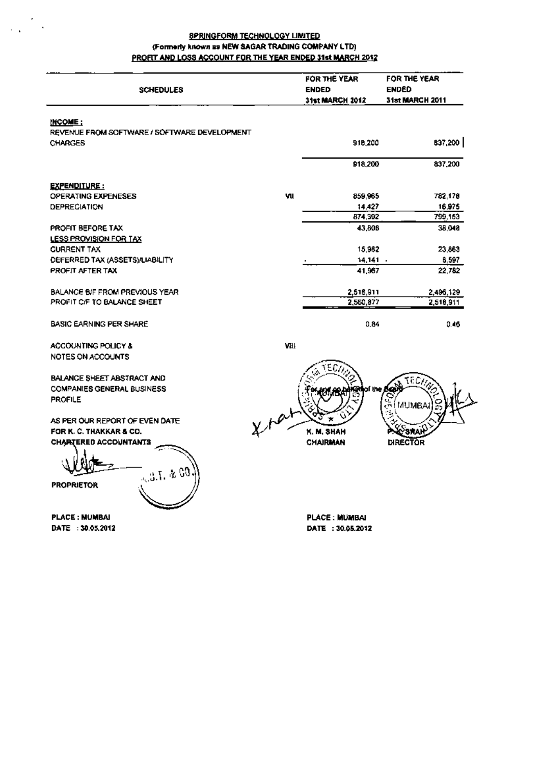**SPRINGFORM TECHNOLOGY LIMITED**

**(Formerly known as NEW SAGAR TRADING COMPANY LTD)**

**PROFIT AND LOSS ACCOUNT FOR THE YEAR ENDED 31st MARCH 2012**

| SCHEDULES | | FOR THE YEAR ENDED 31st MARCH 2012 | FOR THE YEAR ENDED 31st MARCH 2011 |
|---|---|---|---|
| **INCOME :** | | | |
| REVENUE FROM SOFTWARE / SOFTWARE DEVELOPMENT CHARGES | | 918,200 | 837,200 |
| | | 918,200 | 837,200 |
| **EXPENDITURE :** | | | |
| OPERATING EXPENESES | VII | 859,965 | 782,178 |
| DEPRECIATION | | 14,427 | 16,975 |
| | | 874,392 | 799,153 |
| PROFIT BEFORE TAX | | 43,808 | 38,048 |
| LESS PROVISION FOR TAX | | | |
| CURRENT TAX | | 15,982 | 23,863 |
| DEFERRED TAX (ASSETS)/LIABILITY | | 14,141 | 8,597 |
| PROFIT AFTER TAX | | 41,967 | 22,782 |
| BALANCE B/F FROM PREVIOUS YEAR | | 2,518,911 | 2,496,129 |
| PROFIT C/F TO BALANCE SHEET | | 2,560,877 | 2,518,911 |
| BASIC EARNING PER SHARE | | 0.84 | 0.46 |
| ACCOUNTING POLICY & NOTES ON ACCOUNTS | VIII | | |

BALANCE SHEET ABSTRACT AND COMPANIES GENERAL BUSINESS PROFILE

AS PER OUR REPORT OF EVEN DATE
FOR K. C. THAKKAR & CO.
CHARTERED ACCOUNTANTS

PROPRIETOR

PLACE : MUMBAI
DATE : 30.05.2012

For and on behalf of the Board

K. M. SHAH
CHAIRMAN

P. K. SHAH
DIRECTOR

PLACE : MUMBAI
DATE : 30.05.2012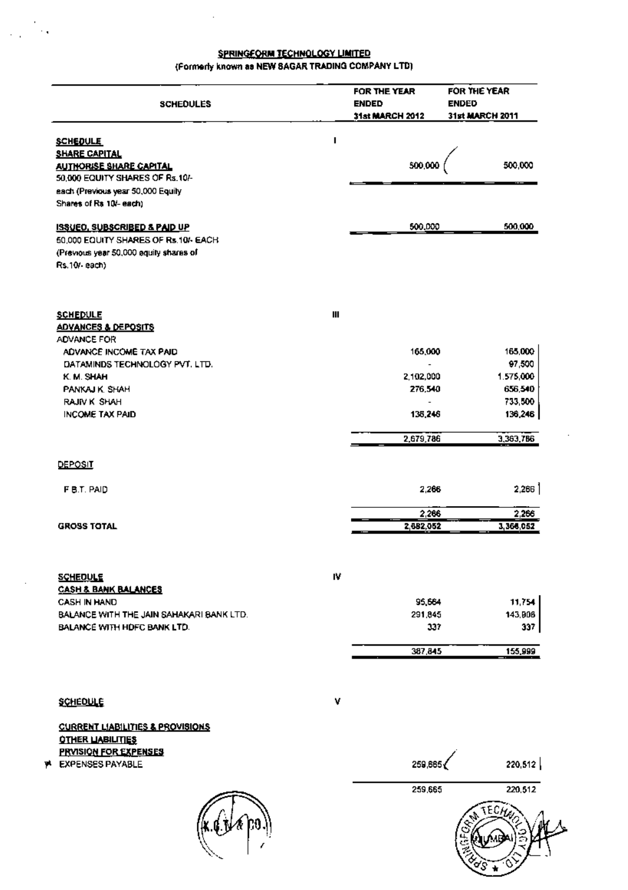## SPRINGFORM TECHNOLOGY LIMITED
(Formerly known as NEW SAGAR TRADING COMPANY LTD)

| SCHEDULES | | FOR THE YEAR ENDED 31st MARCH 2012 | FOR THE YEAR ENDED 31st MARCH 2011 |
|---|---|---|---|
| **SCHEDULE** | I | | |
| **SHARE CAPITAL** | | | |
| **AUTHORISE SHARE CAPITAL** | | 500,000 | 500,000 |
| 50,000 EQUITY SHARES OF Rs.10/- each (Previous year 50,000 Equity Shares of Rs 10/- each) | | | |
| **ISSUED, SUBSCRIBED & PAID UP** | | 500,000 | 500,000 |
| 50,000 EQUITY SHARES OF Rs.10/- EACH (Previous year 50,000 equity shares of Rs.10/- each) | | | |
| **SCHEDULE** | III | | |
| **ADVANCES & DEPOSITS** | | | |
| ADVANCE FOR | | | |
| ADVANCE INCOME TAX PAID | | 165,000 | 165,000 |
| DATAMINDS TECHNOLOGY PVT. LTD. | | - | 97,500 |
| K. M. SHAH | | 2,102,000 | 1,575,000 |
| PANKAJ K. SHAH | | 276,540 | 656,540 |
| RAJIV K SHAH | | - | 733,500 |
| INCOME TAX PAID | | 136,246 | 136,246 |
| | | 2,679,786 | 3,363,786 |
| DEPOSIT | | | |
| F B.T. PAID | | 2,266 | 2,266 |
| | | 2,266 | 2,266 |
| **GROSS TOTAL** | | 2,682,052 | 3,366,052 |
| **SCHEDULE** | IV | | |
| **CASH & BANK BALANCES** | | | |
| CASH IN HAND | | 95,664 | 11,754 |
| BALANCE WITH THE JAIN SAHAKARI BANK LTD. | | 291,845 | 143,908 |
| BALANCE WITH HDFC BANK LTD. | | 337 | 337 |
| | | 387,845 | 155,999 |
| **SCHEDULE** | V | | |
| **CURRENT LIABILITIES & PROVISIONS** | | | |
| **OTHER LIABILITIES** | | | |
| **PRVISION FOR EXPENSES** | | | |
| EXPENSES PAYABLE | | 259,665 | 220,512 |
| | | 259,665 | 220,512 |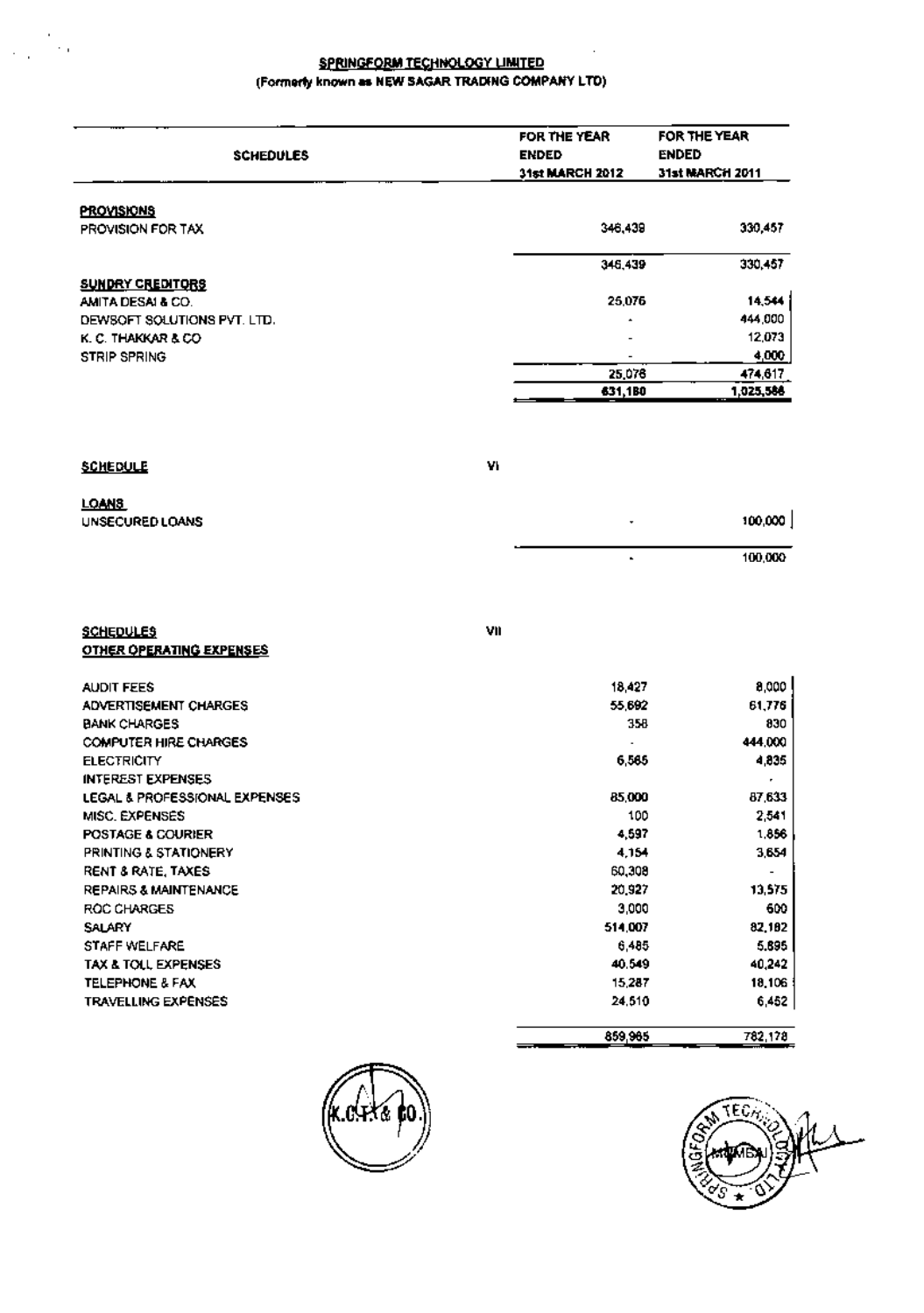**SPRINGFORM TECHNOLOGY LIMITED**
**(Formerly known as NEW SAGAR TRADING COMPANY LTD)**

| SCHEDULES | | FOR THE YEAR ENDED 31st MARCH 2012 | FOR THE YEAR ENDED 31st MARCH 2011 |
|---|---|---|---|
| **PROVISIONS** | | | |
| PROVISION FOR TAX | | 346,439 | 330,457 |
| | | 346,439 | 330,457 |
| **SUNDRY CREDITORS** | | | |
| AMITA DESAI & CO. | | 25,076 | 14,544 |
| DEWSOFT SOLUTIONS PVT. LTD. | | - | 444,000 |
| K. C. THAKKAR & CO | | - | 12,073 |
| STRIP SPRING | | - | 4,000 |
| | | 25,076 | 474,617 |
| | | 631,180 | 1,025,588 |
| **SCHEDULE** | VI | | |
| **LOANS** | | | |
| UNSECURED LOANS | | - | 100,000 |
| | | - | 100,000 |
| **SCHEDULES** | VII | | |
| **OTHER OPERATING EXPENSES** | | | |
| AUDIT FEES | | 18,427 | 8,000 |
| ADVERTISEMENT CHARGES | | 55,692 | 61,776 |
| BANK CHARGES | | 358 | 830 |
| COMPUTER HIRE CHARGES | | - | 444,000 |
| ELECTRICITY | | 6,565 | 4,835 |
| INTEREST EXPENSES | | | - |
| LEGAL & PROFESSIONAL EXPENSES | | 85,000 | 87,633 |
| MISC. EXPENSES | | 100 | 2,541 |
| POSTAGE & COURIER | | 4,597 | 1,856 |
| PRINTING & STATIONERY | | 4,154 | 3,654 |
| RENT & RATE, TAXES | | 60,308 | - |
| REPAIRS & MAINTENANCE | | 20,927 | 13,575 |
| ROC CHARGES | | 3,000 | 600 |
| SALARY | | 514,007 | 82,182 |
| STAFF WELFARE | | 6,485 | 5,895 |
| TAX & TOLL EXPENSES | | 40,549 | 40,242 |
| TELEPHONE & FAX | | 15,287 | 18,106 |
| TRAVELLING EXPENSES | | 24,510 | 6,452 |
| | | 859,965 | 782,178 |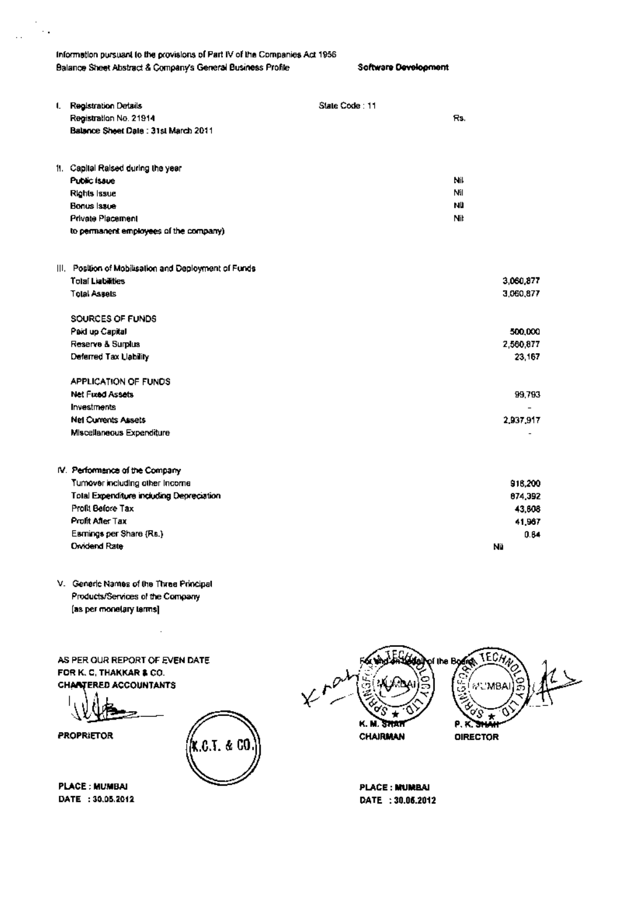Information pursuant to the provisions of Part IV of the Companies Act 1956
Balance Sheet Abstract & Company's General Business Profile **Software Development**

| | | | |
|---|---|---|---|
| I. | Registration Details | State Code : 11 | |
| | Registration No. 21914 | | Rs. |
| | Balance Sheet Date : 31st March 2011 | | |
| | | | |
| II. | Capital Raised during the year | | |
| | Public Issue | Nil | |
| | Rights Issue | Nil | |
| | Bonus Issue | Nil | |
| | Private Placement | Nil | |
| | to permanent employees of the company) | | |
| | | | |
| III. | Position of Mobilisation and Deployment of Funds | | |
| | Total Liabilities | | 3,060,877 |
| | Total Assets | | 3,060,877 |
| | | | |
| | SOURCES OF FUNDS | | |
| | Paid up Capital | | 500,000 |
| | Reserve & Surplus | | 2,560,877 |
| | Deferred Tax Liability | | 23,167 |
| | | | |
| | APPLICATION OF FUNDS | | |
| | Net Fixed Assets | | 99,793 |
| | Investments | | - |
| | Net Currents Assets | | 2,937,917 |
| | Miscellaneous Expenditure | | - |
| | | | |
| IV. | Performance of the Company | | |
| | Turnover including other Income | | 918,200 |
| | Total Expenditure including Depreciation | | 874,392 |
| | Profit Before Tax | | 43,808 |
| | Profit After Tax | | 41,967 |
| | Earnings per Share (Rs.) | | 0.84 |
| | Dividend Rate | Nil | |
| | | | |
| V. | Generic Names of the Three Principal Products/Services of the Company [as per monetary terms] | | |

AS PER OUR REPORT OF EVEN DATE
FOR K. C. THAKKAR & CO.
CHARTERED ACCOUNTANTS

PROPRIETOR

PLACE : MUMBAI
DATE : 30.05.2012

For and on behalf of the Board

K. M. SHAH
CHAIRMAN

P. K. SHAH
DIRECTOR

PLACE : MUMBAI
DATE : 30.05.2012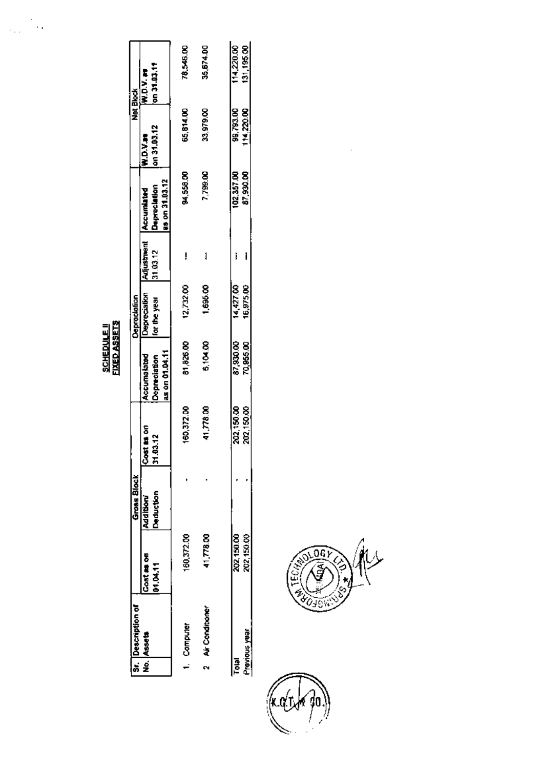## SCHEDULE II
## FIXED ASSETS

| Sr. No. | Description of Assets | Gross Block | | | Depreciation | | | | Net Block | |
|---|---|---|---|---|---|---|---|---|---|---|
| | | Cost as on 01.04.11 | Addition/ Deduction | Cost as on 31.03.12 | Accumalated Depreciation as on 01.04.11 | Depreciation for the year | Adjustment 31.03.12 | Accumlated Depreciation as on 31.03.12 | W.D.V.as on 31.03.12 | W.D.V. as on 31.03.11 |
| 1. | Computer | 160,372.00 | - | 160,372.00 | 81,826.00 | 12,732.00 | --- | 94,558.00 | 65,814.00 | 78,546.00 |
| 2 | Air Conditioner | 41,778.00 | - | 41,778.00 | 6,104.00 | 1,695.00 | --- | 7,799.00 | 33,979.00 | 35,674.00 |
| | Total | 202,150.00 | - | 202,150.00 | 87,930.00 | 14,427.00 | --- | 102,357.00 | 99,793.00 | 114,220.00 |
| | Previous year | 202,150.00 | - | 202,150.00 | 70,955.00 | 16,975.00 | --- | 87,930.00 | 114,220.00 | 131,195.00 |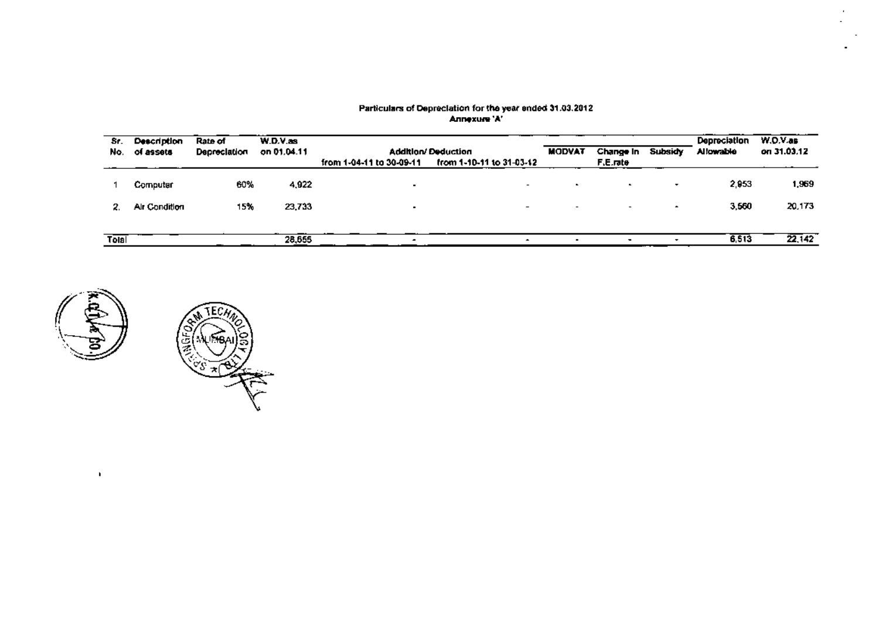**Particulars of Depreciation for the year ended 31.03.2012**
**Annexure 'A'**

| Sr. No. | Description of assets | Rate of Depreciation | W.D.V.as on 01.04.11 | Addition/ Deduction from 1-04-11 to 30-09-11 | Addition/ Deduction from 1-10-11 to 31-03-12 | MODVAT | Change in F.E.rate | Subsidy | Depreciation Allowable | W.D.V.as on 31.03.12 |
|---|---|---|---|---|---|---|---|---|---|---|
| 1 | Computer | 60% | 4,922 | - | - | - | - | - | 2,953 | 1,969 |
| 2. | Air Condition | 15% | 23,733 | - | - | - | - | - | 3,560 | 20,173 |
| Total | | | 28,655 | - | - | - | - | - | 6,513 | 22,142 |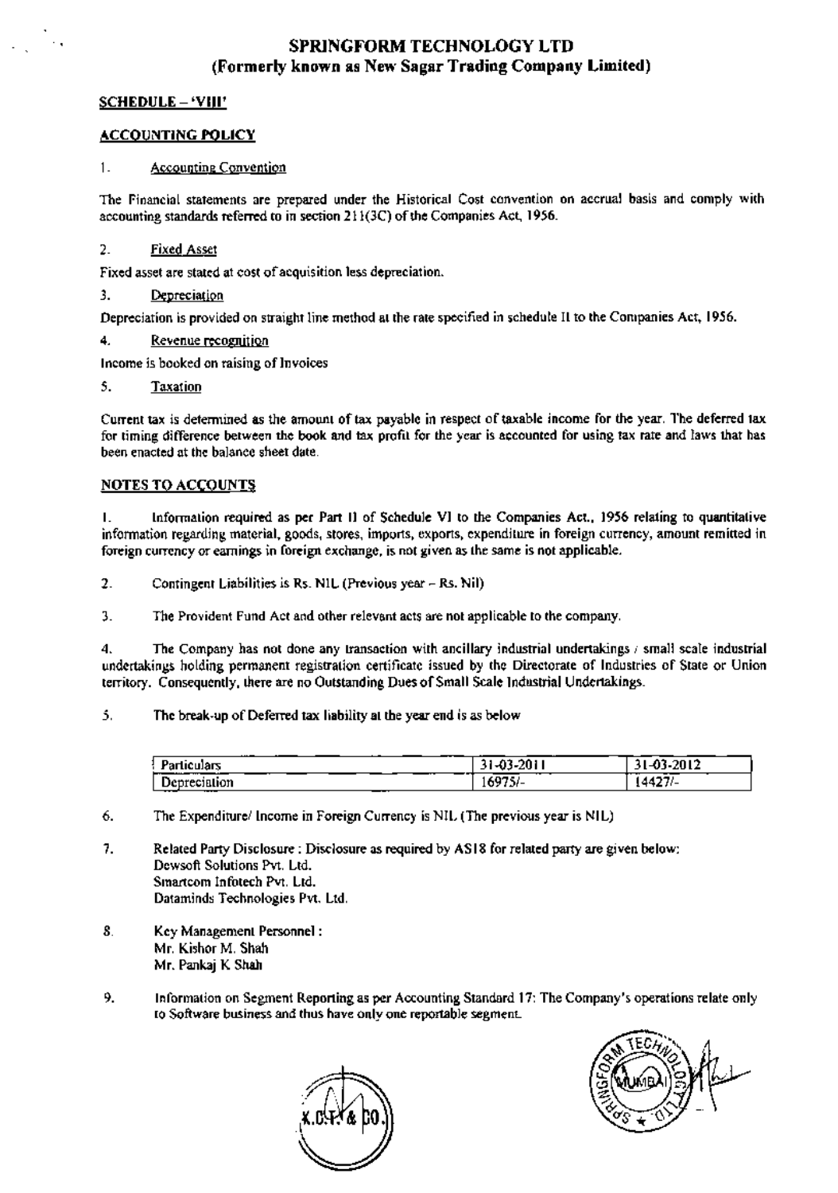# SPRINGFORM TECHNOLOGY LTD
## (Formerly known as New Sagar Trading Company Limited)

**SCHEDULE – 'VIII'**

**ACCOUNTING POLICY**

1. Accounting Convention

The Financial statements are prepared under the Historical Cost convention on accrual basis and comply with accounting standards referred to in section 211(3C) of the Companies Act, 1956.

2. Fixed Asset

Fixed asset are stated at cost of acquisition less depreciation.

3. Depreciation

Depreciation is provided on straight line method at the rate specified in schedule II to the Companies Act, 1956.

4. Revenue recognition

Income is booked on raising of Invoices

5. Taxation

Current tax is determined as the amount of tax payable in respect of taxable income for the year. The deferred tax for timing difference between the book and tax profit for the year is accounted for using tax rate and laws that has been enacted at the balance sheet date.

**NOTES TO ACCOUNTS**

1. Information required as per Part II of Schedule VI to the Companies Act., 1956 relating to quantitative information regarding material, goods, stores, imports, exports, expenditure in foreign currency, amount remitted in foreign currency or earnings in foreign exchange, is not given as the same is not applicable.

2. Contingent Liabilities is Rs. NIL (Previous year – Rs. Nil)

3. The Provident Fund Act and other relevant acts are not applicable to the company.

4. The Company has not done any transaction with ancillary industrial undertakings / small scale industrial undertakings holding permanent registration certificate issued by the Directorate of Industries of State or Union territory. Consequently, there are no Outstanding Dues of Small Scale Industrial Undertakings.

5. The break-up of Deferred tax liability at the year end is as below

| Particulars | 31-03-2011 | 31-03-2012 |
|---|---|---|
| Depreciation | 16975/- | 14427/- |

6. The Expenditure/ Income in Foreign Currency is NIL (The previous year is NIL)

7. Related Party Disclosure : Disclosure as required by AS18 for related party are given below:
   Dewsoft Solutions Pvt. Ltd.
   Smartcom Infotech Pvt. Ltd.
   Dataminds Technologies Pvt. Ltd.

8. Key Management Personnel :
   Mr. Kishor M. Shah
   Mr. Pankaj K Shah

9. Information on Segment Reporting as per Accounting Standard 17: The Company's operations relate only to Software business and thus have only one reportable segment.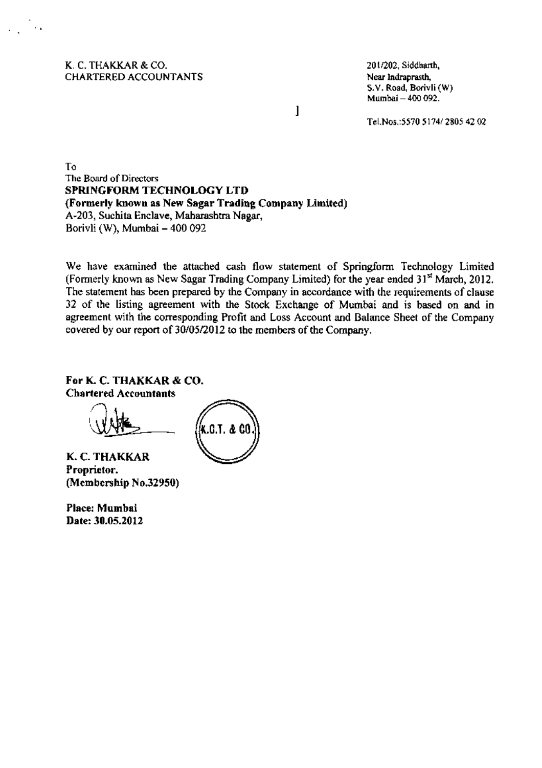K. C. THAKKAR & CO.
CHARTERED ACCOUNTANTS

201/202, Siddharth,
Near Indraprasth,
S.V. Road, Borivli (W)
Mumbai – 400 092.

Tel.Nos.:5570 5174/ 2805 42 02

To
The Board of Directors
**SPRINGFORM TECHNOLOGY LTD**
**(Formerly known as New Sagar Trading Company Limited)**
A-203, Suchita Enclave, Maharashtra Nagar,
Borivli (W), Mumbai – 400 092

We have examined the attached cash flow statement of Springform Technology Limited (Formerly known as New Sagar Trading Company Limited) for the year ended 31st March, 2012. The statement has been prepared by the Company in accordance with the requirements of clause 32 of the listing agreement with the Stock Exchange of Mumbai and is based on and in agreement with the corresponding Profit and Loss Account and Balance Sheet of the Company covered by our report of 30/05/2012 to the members of the Company.

**For K. C. THAKKAR & CO.**
**Chartered Accountants**

K.C.T. & CO.

**K. C. THAKKAR**
**Proprietor.**
**(Membership No.32950)**

**Place: Mumbai**
**Date: 30.05.2012**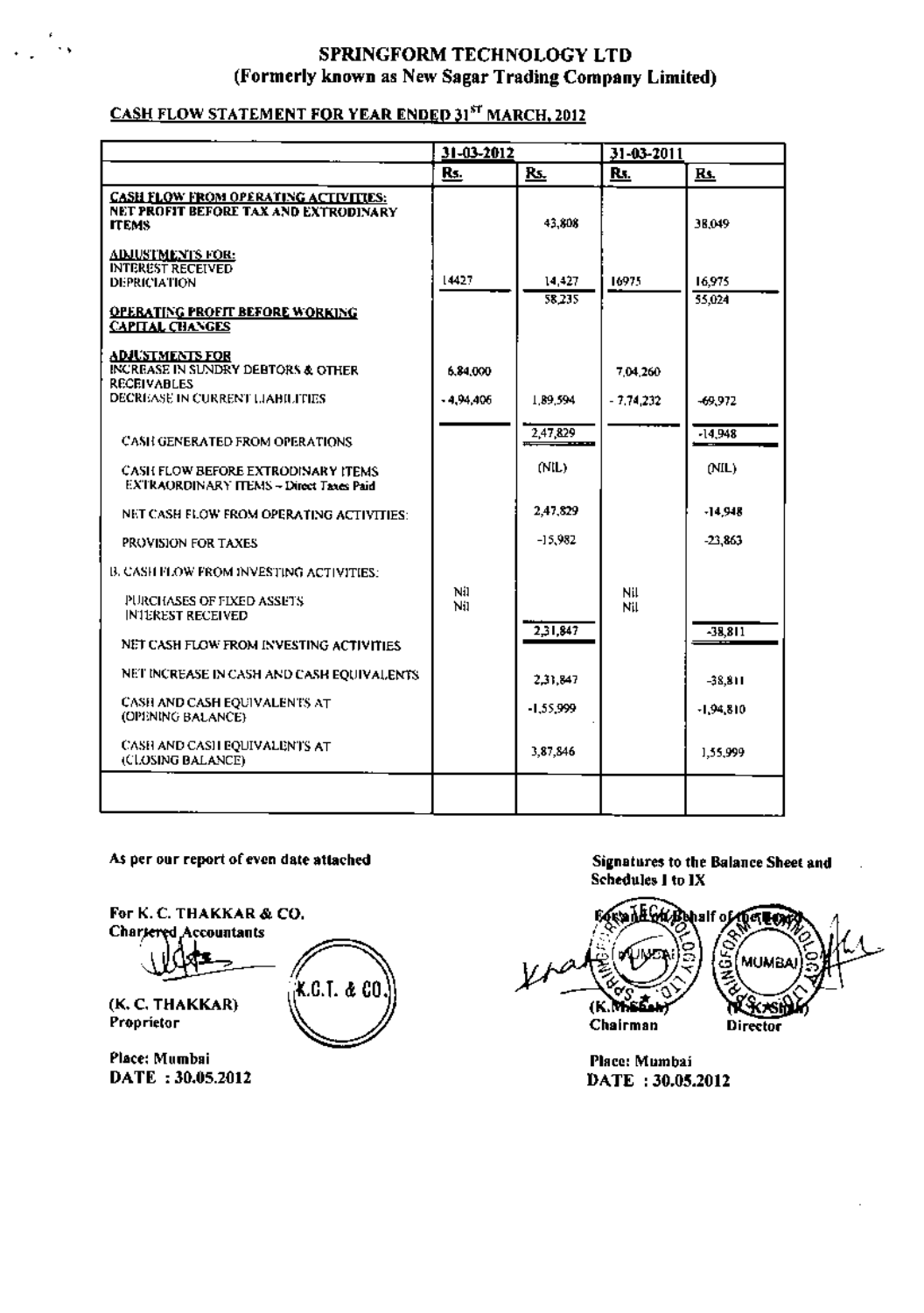# SPRINGFORM TECHNOLOGY LTD
## (Formerly known as New Sagar Trading Company Limited)

**CASH FLOW STATEMENT FOR YEAR ENDED 31ST MARCH, 2012**

| | 31-03-2012 | | 31-03-2011 | |
|---|---|---|---|---|
| | Rs. | Rs. | Rs. | Rs. |
| **CASH FLOW FROM OPERATING ACTIVITIES:** NET PROFIT BEFORE TAX AND EXTRODINARY ITEMS | | 43,808 | | 38,049 |
| **ADJUSTMENTS FOR:** INTEREST RECEIVED | | | | |
| DEPRICIATION | 14427 | 14,427 | 16975 | 16,975 |
| **OPERATING PROFIT BEFORE WORKING CAPITAL CHANGES** | | 58,235 | | 55,024 |
| **ADJUSTMENTS FOR** INCREASE IN SUNDRY DEBTORS & OTHER RECEIVABLES | 6,84,000 | | 7,04,260 | |
| DECREASE IN CURRENT LIABILITIES | - 4,94,406 | 1,89,594 | - 7,74,232 | -69,972 |
| CASH GENERATED FROM OPERATIONS | | 2,47,829 | | -14,948 |
| CASH FLOW BEFORE EXTRODINARY ITEMS EXTRAORDINARY ITEMS – Direct Taxes Paid | | (NIL) | | (NIL) |
| NET CASH FLOW FROM OPERATING ACTIVITIES: | | 2,47,829 | | -14,948 |
| PROVISION FOR TAXES | | -15,982 | | -23,863 |
| B. CASH FLOW FROM INVESTING ACTIVITIES: | | | | |
| PURCHASES OF FIXED ASSETS | Nil | | Nil | |
| INTEREST RECEIVED | Nil | | Nil | |
| NET CASH FLOW FROM INVESTING ACTIVITIES | | 2,31,847 | | -38,811 |
| NET INCREASE IN CASH AND CASH EQUIVALENTS | | 2,31,847 | | -38,811 |
| CASH AND CASH EQUIVALENTS AT (OPENING BALANCE) | | -1,55,999 | | -1,94,810 |
| CASH AND CASH EQUIVALENTS AT (CLOSING BALANCE) | | 3,87,846 | | 1,55,999 |

As per our report of even date attached

For K. C. THAKKAR & CO.
Chartered Accountants

(K. C. THAKKAR)
Proprietor

Place: Mumbai
DATE : 30.05.2012

Signatures to the Balance Sheet and Schedules I to IX

For and on Behalf of the Board

(K. Mukesh)
Chairman

(K. Kashi)
Director

Place: Mumbai
DATE : 30.05.2012